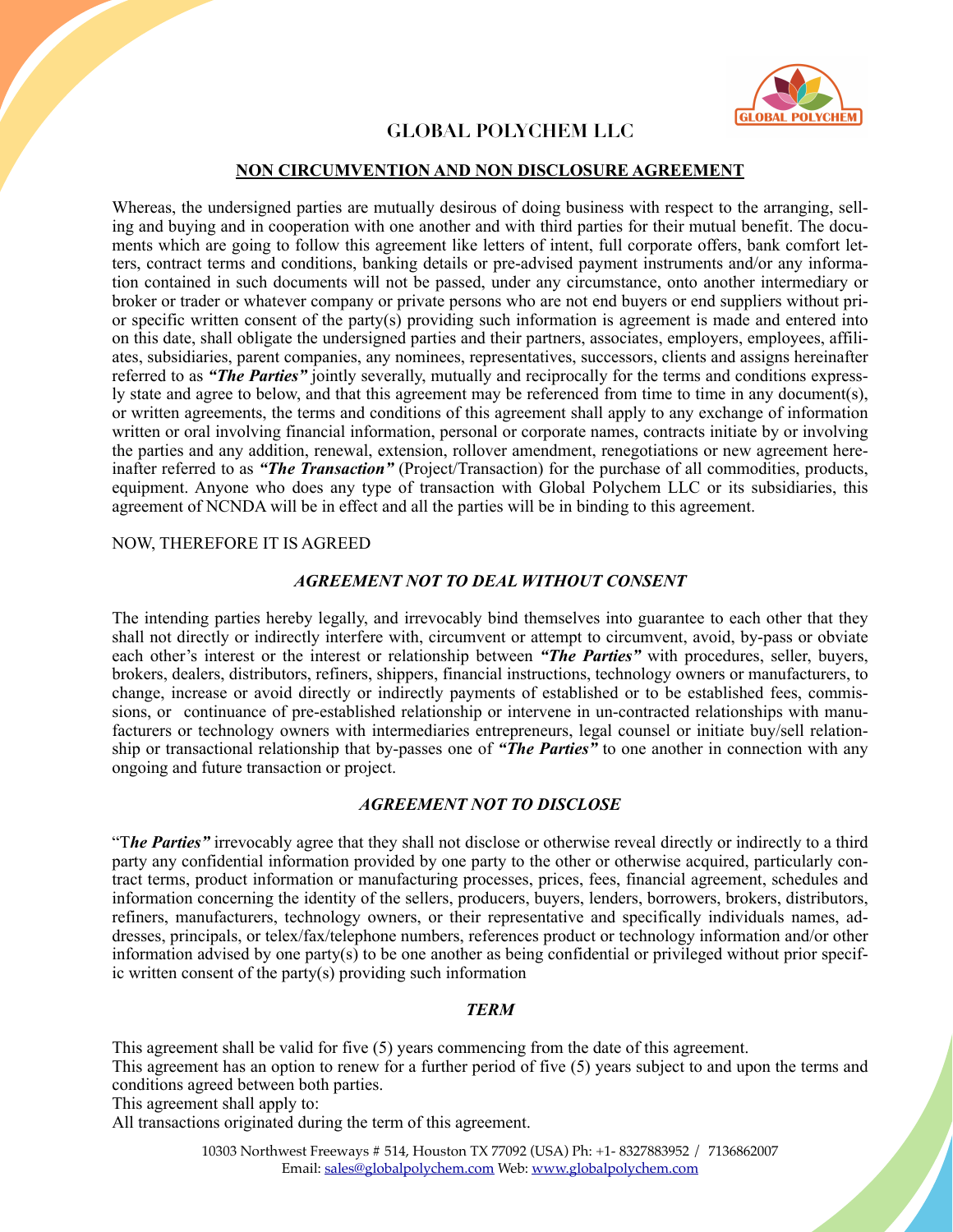# GLOBAL POLYCHEM LLC

## NON CIRCUMVENTION AND NON DISCLOSURE AGREEMENT

Whereas, the undersigned parties are mutually desirous of doing business with respect to the arranging, selling and buying and in cooperation with one another and with third parties for their mutual benefit. The documents which are going to follow this agreement like letters of intent, full corporate offers, bank comfort letters, contract terms and conditions, banking details or pre-advised payment instruments and/or any information contained in such documents will not be passed, under any circumstance, onto another intermediary or broker or trader or whatever company or private persons who are not end buyers or end suppliers without prior specific written consent of the party(s) providing such information is agreement is made and entered into on this date, shall obligate the undersigned parties and their partners, associates, employers, employees, affiliates, subsidiaries, parent companies, any nominees, representatives, successors, clients and assigns hereinafter referred to as ***"The Parties"*** jointly severally, mutually and reciprocally for the terms and conditions expressly state and agree to below, and that this agreement may be referenced from time to time in any document(s), or written agreements, the terms and conditions of this agreement shall apply to any exchange of information written or oral involving financial information, personal or corporate names, contracts initiate by or involving the parties and any addition, renewal, extension, rollover amendment, renegotiations or new agreement hereinafter referred to as ***"The Transaction"*** (Project/Transaction) for the purchase of all commodities, products, equipment. Anyone who does any type of transaction with Global Polychem LLC or its subsidiaries, this agreement of NCNDA will be in effect and all the parties will be in binding to this agreement.

NOW, THEREFORE IT IS AGREED

### *AGREEMENT NOT TO DEAL WITHOUT CONSENT*

The intending parties hereby legally, and irrevocably bind themselves into guarantee to each other that they shall not directly or indirectly interfere with, circumvent or attempt to circumvent, avoid, by-pass or obviate each other's interest or the interest or relationship between ***"The Parties"*** with procedures, seller, buyers, brokers, dealers, distributors, refiners, shippers, financial instructions, technology owners or manufacturers, to change, increase or avoid directly or indirectly payments of established or to be established fees, commissions, or continuance of pre-established relationship or intervene in un-contracted relationships with manufacturers or technology owners with intermediaries entrepreneurs, legal counsel or initiate buy/sell relationship or transactional relationship that by-passes one of ***"The Parties"*** to one another in connection with any ongoing and future transaction or project.

### *AGREEMENT NOT TO DISCLOSE*

"T***he Parties"*** irrevocably agree that they shall not disclose or otherwise reveal directly or indirectly to a third party any confidential information provided by one party to the other or otherwise acquired, particularly contract terms, product information or manufacturing processes, prices, fees, financial agreement, schedules and information concerning the identity of the sellers, producers, buyers, lenders, borrowers, brokers, distributors, refiners, manufacturers, technology owners, or their representative and specifically individuals names, addresses, principals, or telex/fax/telephone numbers, references product or technology information and/or other information advised by one party(s) to be one another as being confidential or privileged without prior specific written consent of the party(s) providing such information

### *TERM*

This agreement shall be valid for five (5) years commencing from the date of this agreement.
This agreement has an option to renew for a further period of five (5) years subject to and upon the terms and conditions agreed between both parties.
This agreement shall apply to:
All transactions originated during the term of this agreement.

10303 Northwest Freeways # 514, Houston TX 77092 (USA) Ph: +1- 8327883952 / 7136862007
Email: sales@globalpolychem.com Web: www.globalpolychem.com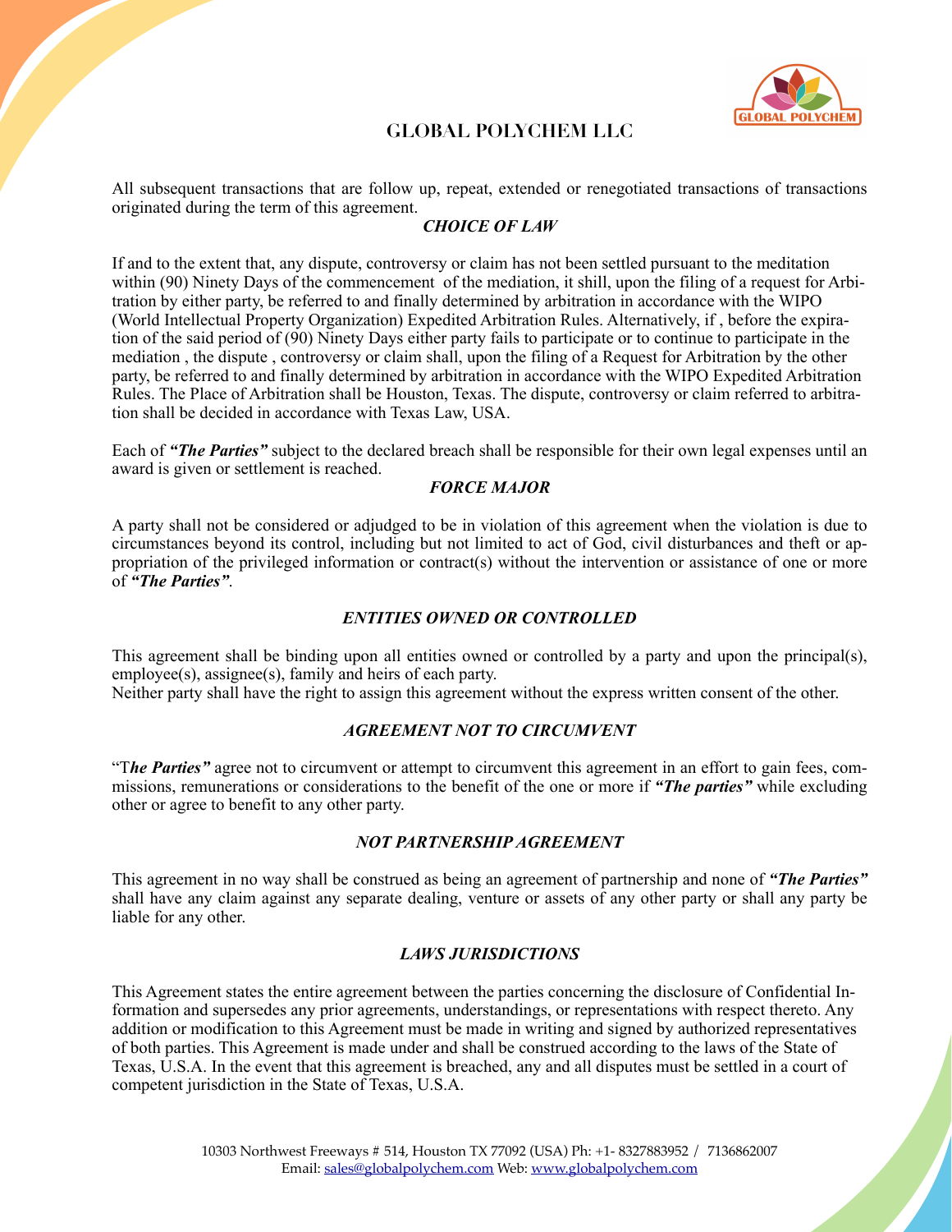# GLOBAL POLYCHEM LLC

All subsequent transactions that are follow up, repeat, extended or renegotiated transactions of transactions originated during the term of this agreement.

### *CHOICE OF LAW*

If and to the extent that, any dispute, controversy or claim has not been settled pursuant to the meditation within (90) Ninety Days of the commencement of the mediation, it shill, upon the filing of a request for Arbitration by either party, be referred to and finally determined by arbitration in accordance with the WIPO (World Intellectual Property Organization) Expedited Arbitration Rules. Alternatively, if , before the expiration of the said period of (90) Ninety Days either party fails to participate or to continue to participate in the mediation , the dispute , controversy or claim shall, upon the filing of a Request for Arbitration by the other party, be referred to and finally determined by arbitration in accordance with the WIPO Expedited Arbitration Rules. The Place of Arbitration shall be Houston, Texas. The dispute, controversy or claim referred to arbitration shall be decided in accordance with Texas Law, USA.

Each of ***"The Parties"*** subject to the declared breach shall be responsible for their own legal expenses until an award is given or settlement is reached.

### *FORCE MAJOR*

A party shall not be considered or adjudged to be in violation of this agreement when the violation is due to circumstances beyond its control, including but not limited to act of God, civil disturbances and theft or appropriation of the privileged information or contract(s) without the intervention or assistance of one or more of ***"The Parties"***.

### *ENTITIES OWNED OR CONTROLLED*

This agreement shall be binding upon all entities owned or controlled by a party and upon the principal(s), employee(s), assignee(s), family and heirs of each party.
Neither party shall have the right to assign this agreement without the express written consent of the other.

### *AGREEMENT NOT TO CIRCUMVENT*

"T***he Parties"*** agree not to circumvent or attempt to circumvent this agreement in an effort to gain fees, commissions, remunerations or considerations to the benefit of the one or more if ***"The parties"*** while excluding other or agree to benefit to any other party.

### *NOT PARTNERSHIP AGREEMENT*

This agreement in no way shall be construed as being an agreement of partnership and none of ***"The Parties"*** shall have any claim against any separate dealing, venture or assets of any other party or shall any party be liable for any other.

### *LAWS JURISDICTIONS*

This Agreement states the entire agreement between the parties concerning the disclosure of Confidential Information and supersedes any prior agreements, understandings, or representations with respect thereto. Any addition or modification to this Agreement must be made in writing and signed by authorized representatives of both parties. This Agreement is made under and shall be construed according to the laws of the State of Texas, U.S.A. In the event that this agreement is breached, any and all disputes must be settled in a court of competent jurisdiction in the State of Texas, U.S.A.

10303 Northwest Freeways # 514, Houston TX 77092 (USA) Ph: +1- 8327883952 / 7136862007
Email: sales@globalpolychem.com Web: www.globalpolychem.com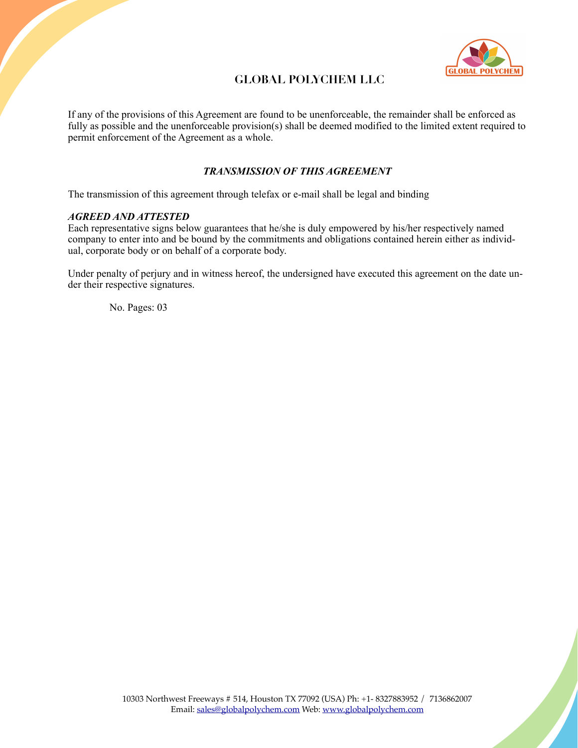If any of the provisions of this Agreement are found to be unenforceable, the remainder shall be enforced as fully as possible and the unenforceable provision(s) shall be deemed modified to the limited extent required to permit enforcement of the Agreement as a whole.

### *TRANSMISSION OF THIS AGREEMENT*

The transmission of this agreement through telefax or e-mail shall be legal and binding

***AGREED AND ATTESTED***

Each representative signs below guarantees that he/she is duly empowered by his/her respectively named company to enter into and be bound by the commitments and obligations contained herein either as individual, corporate body or on behalf of a corporate body.

Under penalty of perjury and in witness hereof, the undersigned have executed this agreement on the date under their respective signatures.

No. Pages: 03